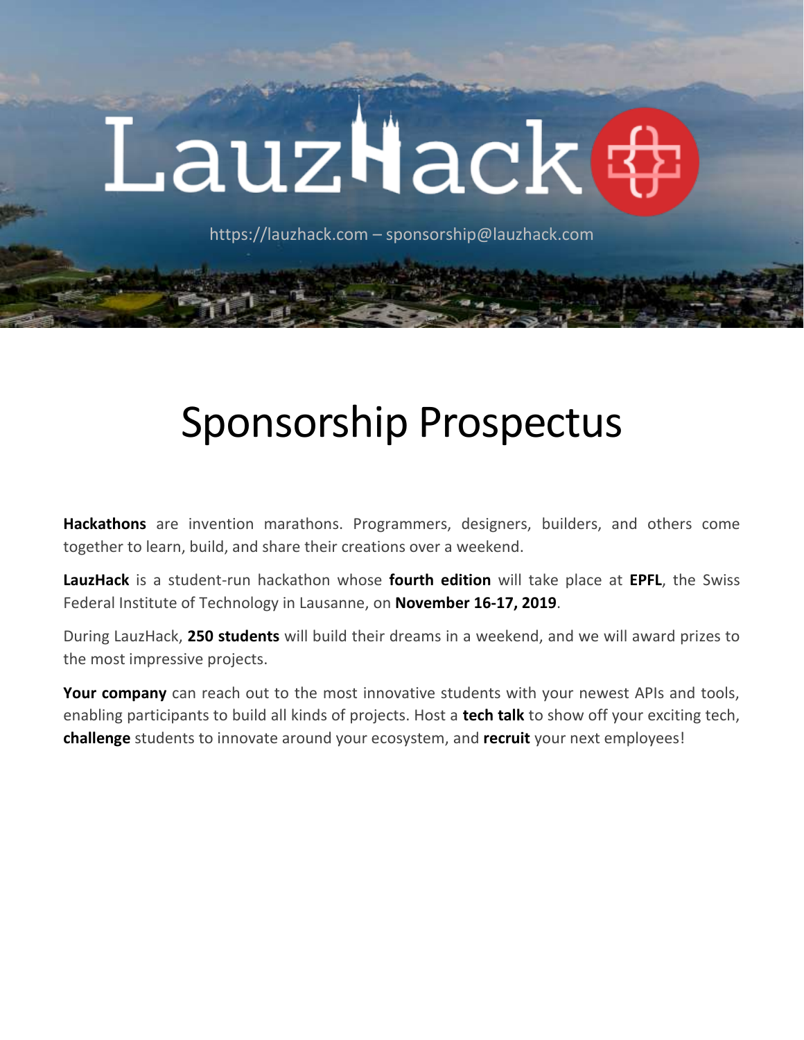# LauzHack

https://lauzhack.com – sponsorship@lauzhack.com

# Sponsorship Prospectus

**Hackathons** are invention marathons. Programmers, designers, builders, and others come together to learn, build, and share their creations over a weekend.

**LauzHack** is a student-run hackathon whose **fourth edition** will take place at **EPFL**, the Swiss Federal Institute of Technology in Lausanne, on **November 16-17, 2019**.

During LauzHack, **250 students** will build their dreams in a weekend, and we will award prizes to the most impressive projects.

**Your company** can reach out to the most innovative students with your newest APIs and tools, enabling participants to build all kinds of projects. Host a **tech talk** to show off your exciting tech, **challenge** students to innovate around your ecosystem, and **recruit** your next employees!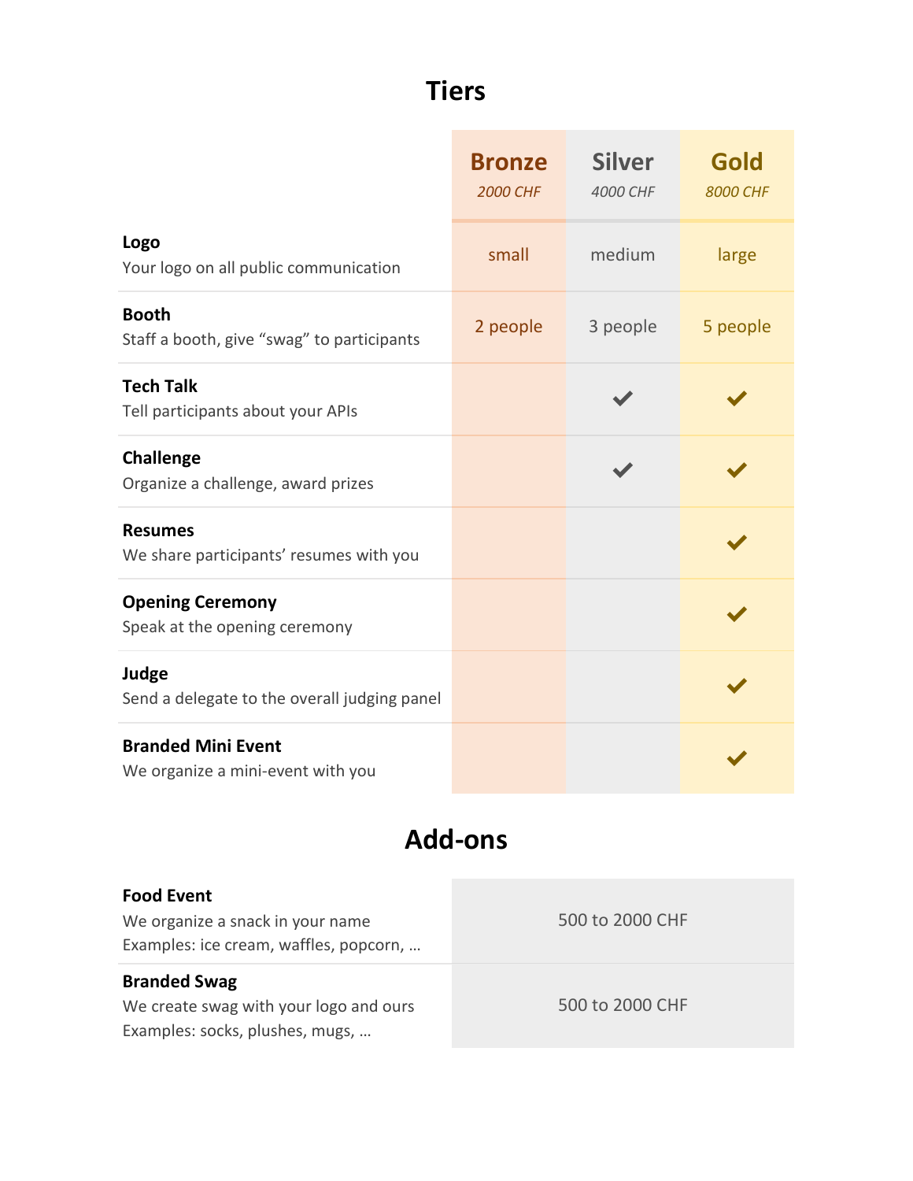# Tiers

| | Bronze<br>*2000 CHF* | Silver<br>*4000 CHF* | Gold<br>*8000 CHF* |
|---|---|---|---|
| **Logo**<br>Your logo on all public communication | small | medium | large |
| **Booth**<br>Staff a booth, give "swag" to participants | 2 people | 3 people | 5 people |
| **Tech Talk**<br>Tell participants about your APIs | | ✔ | ✔ |
| **Challenge**<br>Organize a challenge, award prizes | | ✔ | ✔ |
| **Resumes**<br>We share participants' resumes with you | | | ✔ |
| **Opening Ceremony**<br>Speak at the opening ceremony | | | ✔ |
| **Judge**<br>Send a delegate to the overall judging panel | | | ✔ |
| **Branded Mini Event**<br>We organize a mini-event with you | | | ✔ |

# Add-ons

| | |
|---|---|
| **Food Event**<br>We organize a snack in your name<br>Examples: ice cream, waffles, popcorn, … | 500 to 2000 CHF |
| **Branded Swag**<br>We create swag with your logo and ours<br>Examples: socks, plushes, mugs, … | 500 to 2000 CHF |